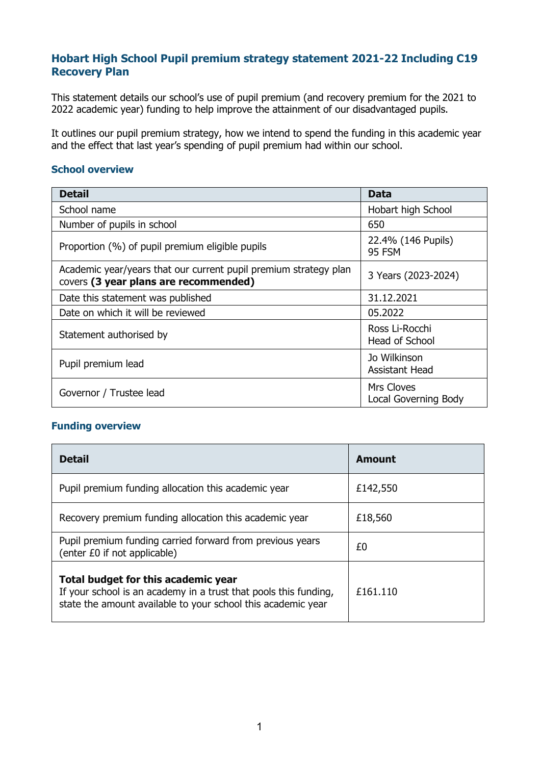## Hobart High School Pupil premium strategy statement 2021-22 Including C19 Recovery Plan

This statement details our school's use of pupil premium (and recovery premium for the 2021 to 2022 academic year) funding to help improve the attainment of our disadvantaged pupils.

It outlines our pupil premium strategy, how we intend to spend the funding in this academic year and the effect that last year's spending of pupil premium had within our school.

### School overview

| Detail | Data |
|---|---|
| School name | Hobart high School |
| Number of pupils in school | 650 |
| Proportion (%) of pupil premium eligible pupils | 22.4% (146 Pupils)<br>95 FSM |
| Academic year/years that our current pupil premium strategy plan covers **(3 year plans are recommended)** | 3 Years (2023-2024) |
| Date this statement was published | 31.12.2021 |
| Date on which it will be reviewed | 05.2022 |
| Statement authorised by | Ross Li-Rocchi<br>Head of School |
| Pupil premium lead | Jo Wilkinson<br>Assistant Head |
| Governor / Trustee lead | Mrs Cloves<br>Local Governing Body |

### Funding overview

| Detail | Amount |
|---|---|
| Pupil premium funding allocation this academic year | £142,550 |
| Recovery premium funding allocation this academic year | £18,560 |
| Pupil premium funding carried forward from previous years (enter £0 if not applicable) | £0 |
| **Total budget for this academic year**<br>If your school is an academy in a trust that pools this funding, state the amount available to your school this academic year | £161.110 |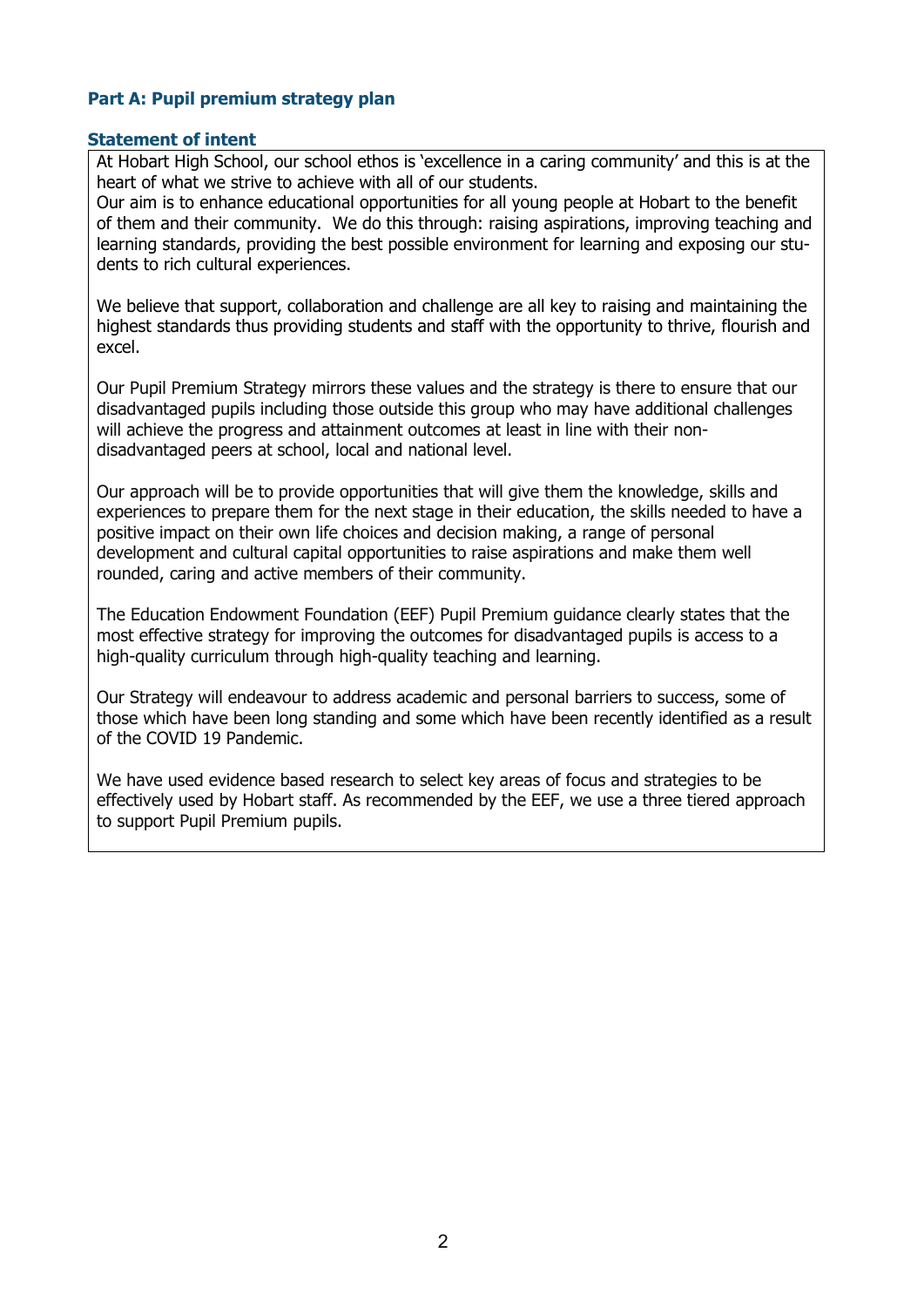## Part A: Pupil premium strategy plan

### Statement of intent

At Hobart High School, our school ethos is 'excellence in a caring community' and this is at the heart of what we strive to achieve with all of our students.
Our aim is to enhance educational opportunities for all young people at Hobart to the benefit of them and their community. We do this through: raising aspirations, improving teaching and learning standards, providing the best possible environment for learning and exposing our students to rich cultural experiences.

We believe that support, collaboration and challenge are all key to raising and maintaining the highest standards thus providing students and staff with the opportunity to thrive, flourish and excel.

Our Pupil Premium Strategy mirrors these values and the strategy is there to ensure that our disadvantaged pupils including those outside this group who may have additional challenges will achieve the progress and attainment outcomes at least in line with their non-disadvantaged peers at school, local and national level.

Our approach will be to provide opportunities that will give them the knowledge, skills and experiences to prepare them for the next stage in their education, the skills needed to have a positive impact on their own life choices and decision making, a range of personal development and cultural capital opportunities to raise aspirations and make them well rounded, caring and active members of their community.

The Education Endowment Foundation (EEF) Pupil Premium guidance clearly states that the most effective strategy for improving the outcomes for disadvantaged pupils is access to a high-quality curriculum through high-quality teaching and learning.

Our Strategy will endeavour to address academic and personal barriers to success, some of those which have been long standing and some which have been recently identified as a result of the COVID 19 Pandemic.

We have used evidence based research to select key areas of focus and strategies to be effectively used by Hobart staff. As recommended by the EEF, we use a three tiered approach to support Pupil Premium pupils.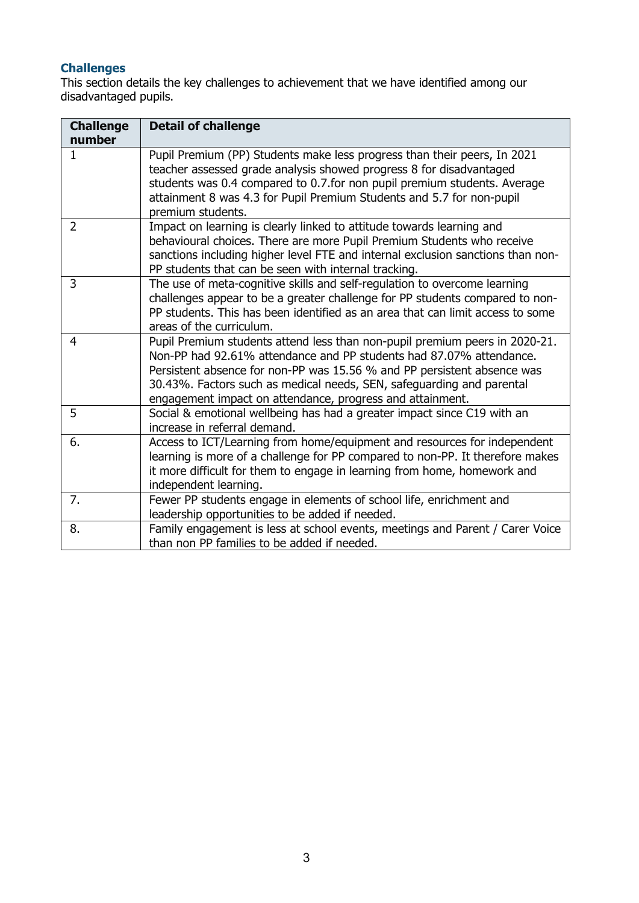## Challenges

This section details the key challenges to achievement that we have identified among our disadvantaged pupils.

| Challenge number | Detail of challenge |
|---|---|
| 1 | Pupil Premium (PP) Students make less progress than their peers, In 2021 teacher assessed grade analysis showed progress 8 for disadvantaged students was 0.4 compared to 0.7.for non pupil premium students. Average attainment 8 was 4.3 for Pupil Premium Students and 5.7 for non-pupil premium students. |
| 2 | Impact on learning is clearly linked to attitude towards learning and behavioural choices. There are more Pupil Premium Students who receive sanctions including higher level FTE and internal exclusion sanctions than non-PP students that can be seen with internal tracking. |
| 3 | The use of meta-cognitive skills and self-regulation to overcome learning challenges appear to be a greater challenge for PP students compared to non-PP students. This has been identified as an area that can limit access to some areas of the curriculum. |
| 4 | Pupil Premium students attend less than non-pupil premium peers in 2020-21. Non-PP had 92.61% attendance and PP students had 87.07% attendance. Persistent absence for non-PP was 15.56 % and PP persistent absence was 30.43%. Factors such as medical needs, SEN, safeguarding and parental engagement impact on attendance, progress and attainment. |
| 5 | Social & emotional wellbeing has had a greater impact since C19 with an increase in referral demand. |
| 6. | Access to ICT/Learning from home/equipment and resources for independent learning is more of a challenge for PP compared to non-PP. It therefore makes it more difficult for them to engage in learning from home, homework and independent learning. |
| 7. | Fewer PP students engage in elements of school life, enrichment and leadership opportunities to be added if needed. |
| 8. | Family engagement is less at school events, meetings and Parent / Carer Voice than non PP families to be added if needed. |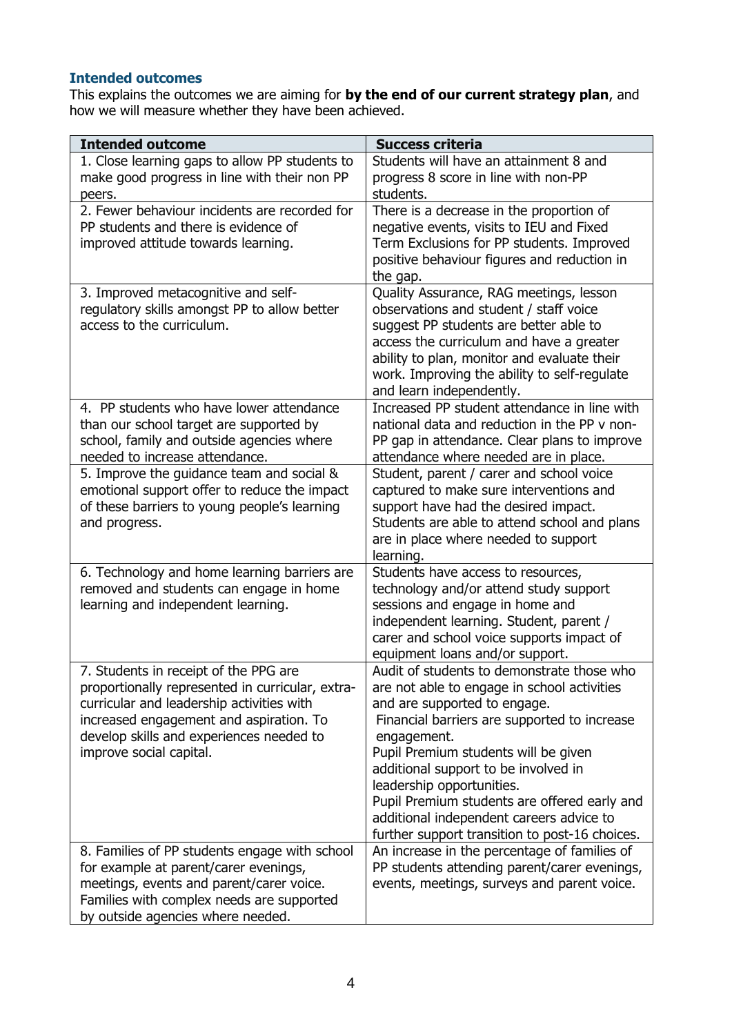### Intended outcomes

This explains the outcomes we are aiming for **by the end of our current strategy plan**, and how we will measure whether they have been achieved.

| Intended outcome | Success criteria |
|---|---|
| 1. Close learning gaps to allow PP students to make good progress in line with their non PP peers. | Students will have an attainment 8 and progress 8 score in line with non-PP students. |
| 2. Fewer behaviour incidents are recorded for PP students and there is evidence of improved attitude towards learning. | There is a decrease in the proportion of negative events, visits to IEU and Fixed Term Exclusions for PP students. Improved positive behaviour figures and reduction in the gap. |
| 3. Improved metacognitive and self-regulatory skills amongst PP to allow better access to the curriculum. | Quality Assurance, RAG meetings, lesson observations and student / staff voice suggest PP students are better able to access the curriculum and have a greater ability to plan, monitor and evaluate their work. Improving the ability to self-regulate and learn independently. |
| 4. PP students who have lower attendance than our school target are supported by school, family and outside agencies where needed to increase attendance. | Increased PP student attendance in line with national data and reduction in the PP v non-PP gap in attendance. Clear plans to improve attendance where needed are in place. |
| 5. Improve the guidance team and social & emotional support offer to reduce the impact of these barriers to young people's learning and progress. | Student, parent / carer and school voice captured to make sure interventions and support have had the desired impact. Students are able to attend school and plans are in place where needed to support learning. |
| 6. Technology and home learning barriers are removed and students can engage in home learning and independent learning. | Students have access to resources, technology and/or attend study support sessions and engage in home and independent learning. Student, parent / carer and school voice supports impact of equipment loans and/or support. |
| 7. Students in receipt of the PPG are proportionally represented in curricular, extra-curricular and leadership activities with increased engagement and aspiration. To develop skills and experiences needed to improve social capital. | Audit of students to demonstrate those who are not able to engage in school activities and are supported to engage. Financial barriers are supported to increase engagement. Pupil Premium students will be given additional support to be involved in leadership opportunities. Pupil Premium students are offered early and additional independent careers advice to further support transition to post-16 choices. |
| 8. Families of PP students engage with school for example at parent/carer evenings, meetings, events and parent/carer voice. Families with complex needs are supported by outside agencies where needed. | An increase in the percentage of families of PP students attending parent/carer evenings, events, meetings, surveys and parent voice. |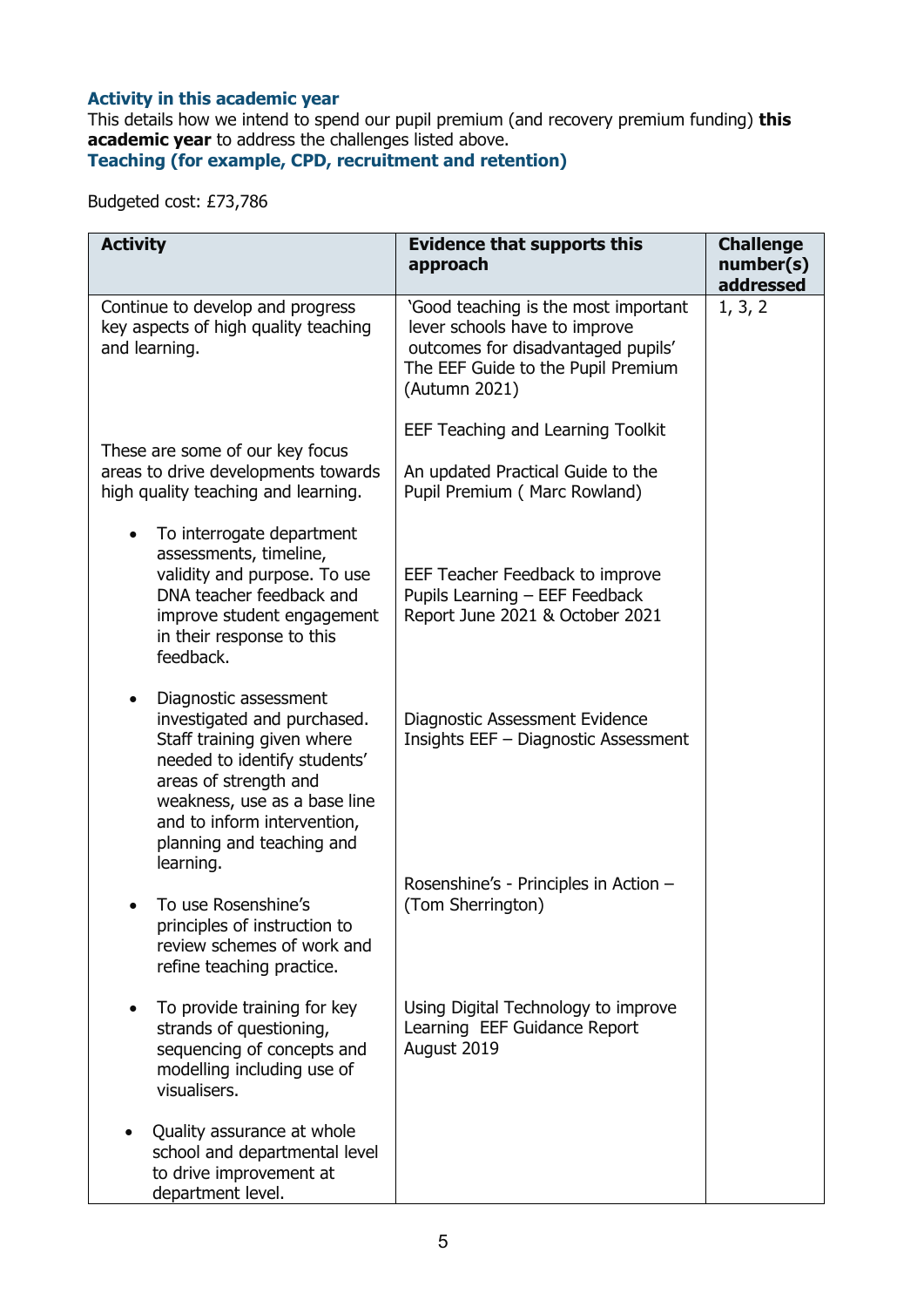### Activity in this academic year

This details how we intend to spend our pupil premium (and recovery premium funding) **this academic year** to address the challenges listed above.

### Teaching (for example, CPD, recruitment and retention)

Budgeted cost: £73,786

| Activity | Evidence that supports this approach | Challenge number(s) addressed |
|---|---|---|
| Continue to develop and progress key aspects of high quality teaching and learning.<br><br>These are some of our key focus areas to drive developments towards high quality teaching and learning.<br><br>• To interrogate department assessments, timeline, validity and purpose. To use DNA teacher feedback and improve student engagement in their response to this feedback.<br><br>• Diagnostic assessment investigated and purchased. Staff training given where needed to identify students' areas of strength and weakness, use as a base line and to inform intervention, planning and teaching and learning.<br><br>• To use Rosenshine's principles of instruction to review schemes of work and refine teaching practice.<br><br>• To provide training for key strands of questioning, sequencing of concepts and modelling including use of visualisers.<br><br>• Quality assurance at whole school and departmental level to drive improvement at department level. | 'Good teaching is the most important lever schools have to improve outcomes for disadvantaged pupils' The EEF Guide to the Pupil Premium (Autumn 2021)<br><br>EEF Teaching and Learning Toolkit<br><br>An updated Practical Guide to the Pupil Premium ( Marc Rowland)<br><br>EEF Teacher Feedback to improve Pupils Learning – EEF Feedback Report June 2021 & October 2021<br><br>Diagnostic Assessment Evidence Insights EEF – Diagnostic Assessment<br><br>Rosenshine's - Principles in Action – (Tom Sherrington)<br><br>Using Digital Technology to improve Learning EEF Guidance Report August 2019 | 1, 3, 2 |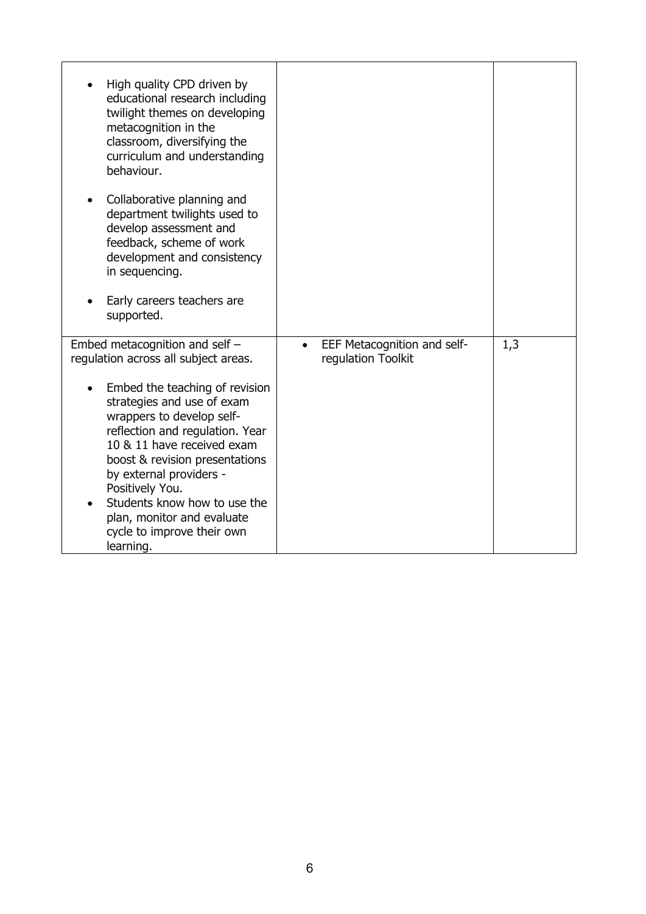| | | |
|---|---|---|
| • High quality CPD driven by educational research including twilight themes on developing metacognition in the classroom, diversifying the curriculum and understanding behaviour.<br><br>• Collaborative planning and department twilights used to develop assessment and feedback, scheme of work development and consistency in sequencing.<br><br>• Early careers teachers are supported. | | |
| Embed metacognition and self – regulation across all subject areas.<br><br>• Embed the teaching of revision strategies and use of exam wrappers to develop self-reflection and regulation. Year 10 & 11 have received exam boost & revision presentations by external providers - Positively You.<br>• Students know how to use the plan, monitor and evaluate cycle to improve their own learning. | • EEF Metacognition and self-regulation Toolkit | 1,3 |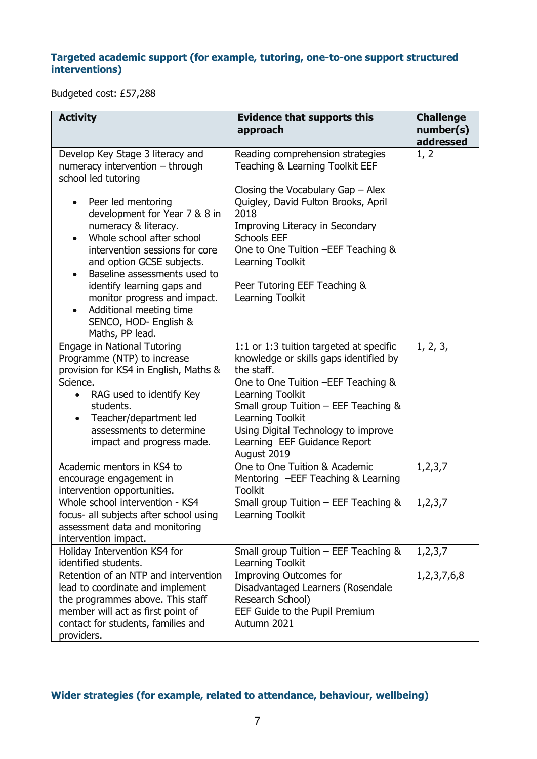### Targeted academic support (for example, tutoring, one-to-one support structured interventions)

Budgeted cost: £57,288

| Activity | Evidence that supports this approach | Challenge number(s) addressed |
|---|---|---|
| Develop Key Stage 3 literacy and numeracy intervention – through school led tutoring<br>• Peer led mentoring development for Year 7 & 8 in numeracy & literacy.<br>• Whole school after school intervention sessions for core and option GCSE subjects.<br>• Baseline assessments used to identify learning gaps and monitor progress and impact.<br>• Additional meeting time SENCO, HOD- English & Maths, PP lead. | Reading comprehension strategies Teaching & Learning Toolkit EEF<br><br>Closing the Vocabulary Gap – Alex Quigley, David Fulton Brooks, April 2018<br>Improving Literacy in Secondary Schools EEF<br>One to One Tuition –EEF Teaching & Learning Toolkit<br><br>Peer Tutoring EEF Teaching & Learning Toolkit | 1, 2 |
| Engage in National Tutoring Programme (NTP) to increase provision for KS4 in English, Maths & Science.<br>• RAG used to identify Key students.<br>• Teacher/department led assessments to determine impact and progress made. | 1:1 or 1:3 tuition targeted at specific knowledge or skills gaps identified by the staff.<br>One to One Tuition –EEF Teaching & Learning Toolkit<br>Small group Tuition – EEF Teaching & Learning Toolkit<br>Using Digital Technology to improve Learning EEF Guidance Report August 2019 | 1, 2, 3, |
| Academic mentors in KS4 to encourage engagement in intervention opportunities. | One to One Tuition & Academic Mentoring –EEF Teaching & Learning Toolkit | 1,2,3,7 |
| Whole school intervention - KS4 focus- all subjects after school using assessment data and monitoring intervention impact. | Small group Tuition – EEF Teaching & Learning Toolkit | 1,2,3,7 |
| Holiday Intervention KS4 for identified students. | Small group Tuition – EEF Teaching & Learning Toolkit | 1,2,3,7 |
| Retention of an NTP and intervention lead to coordinate and implement the programmes above. This staff member will act as first point of contact for students, families and providers. | Improving Outcomes for Disadvantaged Learners (Rosendale Research School)<br>EEF Guide to the Pupil Premium Autumn 2021 | 1,2,3,7,6,8 |

### Wider strategies (for example, related to attendance, behaviour, wellbeing)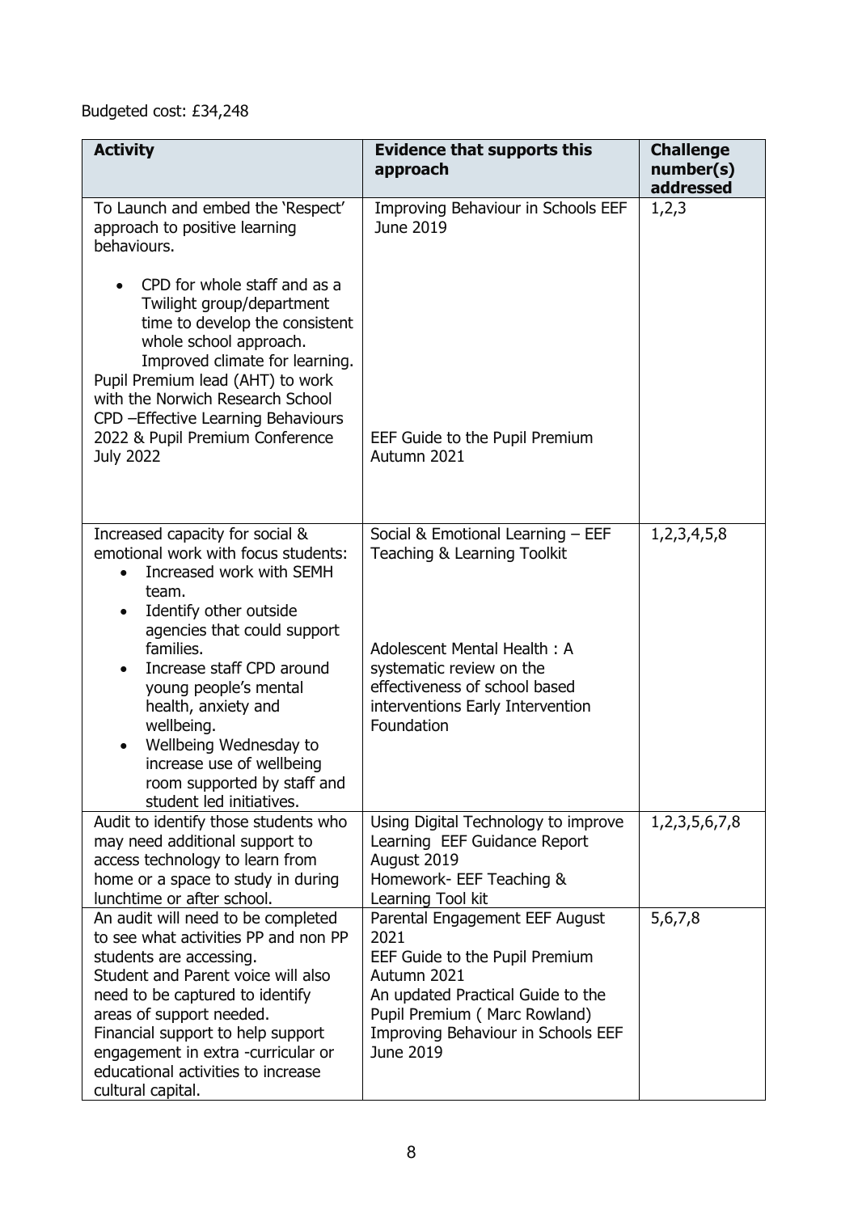Budgeted cost: £34,248

| Activity | Evidence that supports this approach | Challenge number(s) addressed |
|---|---|---|
| To Launch and embed the 'Respect' approach to positive learning behaviours.<br><br>• CPD for whole staff and as a Twilight group/department time to develop the consistent whole school approach. Improved climate for learning.<br>Pupil Premium lead (AHT) to work with the Norwich Research School CPD –Effective Learning Behaviours 2022 & Pupil Premium Conference July 2022 | Improving Behaviour in Schools EEF June 2019<br><br>EEF Guide to the Pupil Premium Autumn 2021 | 1,2,3 |
| Increased capacity for social & emotional work with focus students:<br>• Increased work with SEMH team.<br>• Identify other outside agencies that could support families.<br>• Increase staff CPD around young people's mental health, anxiety and wellbeing.<br>• Wellbeing Wednesday to increase use of wellbeing room supported by staff and student led initiatives. | Social & Emotional Learning – EEF Teaching & Learning Toolkit<br><br>Adolescent Mental Health : A systematic review on the effectiveness of school based interventions Early Intervention Foundation | 1,2,3,4,5,8 |
| Audit to identify those students who may need additional support to access technology to learn from home or a space to study in during lunchtime or after school. | Using Digital Technology to improve Learning EEF Guidance Report August 2019<br>Homework- EEF Teaching & Learning Tool kit | 1,2,3,5,6,7,8 |
| An audit will need to be completed to see what activities PP and non PP students are accessing.<br>Student and Parent voice will also need to be captured to identify areas of support needed.<br>Financial support to help support engagement in extra -curricular or educational activities to increase cultural capital. | Parental Engagement EEF August 2021<br>EEF Guide to the Pupil Premium Autumn 2021<br>An updated Practical Guide to the Pupil Premium ( Marc Rowland)<br>Improving Behaviour in Schools EEF June 2019 | 5,6,7,8 |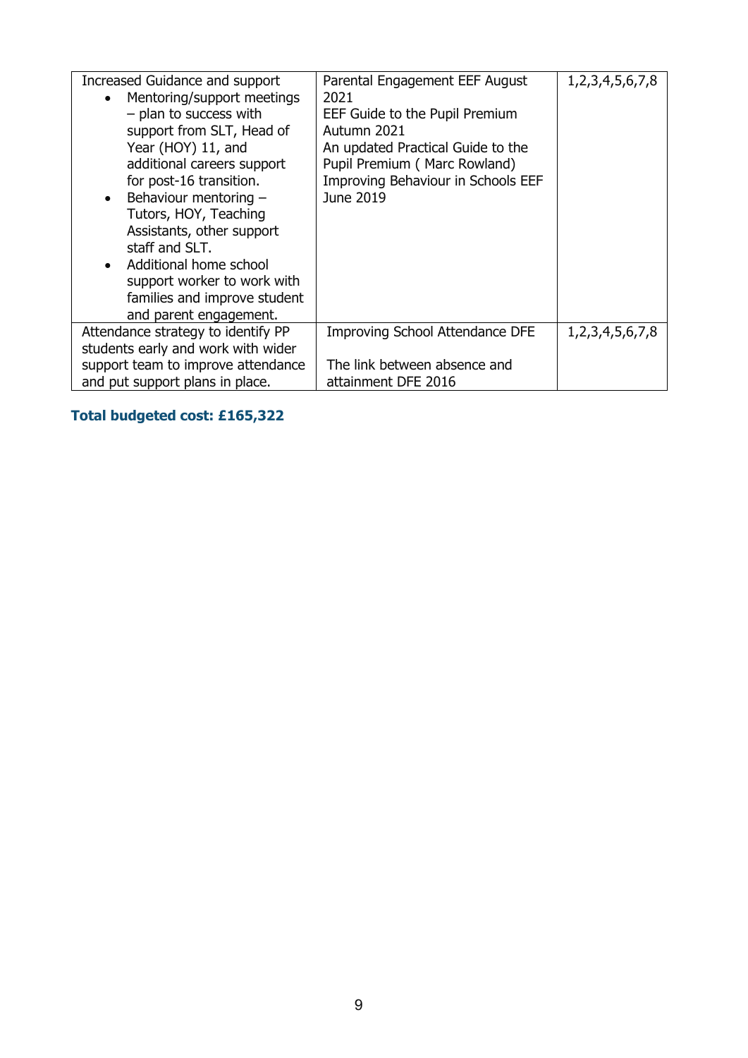| | | |
|---|---|---|
| Increased Guidance and support<br>• Mentoring/support meetings – plan to success with support from SLT, Head of Year (HOY) 11, and additional careers support for post-16 transition.<br>• Behaviour mentoring – Tutors, HOY, Teaching Assistants, other support staff and SLT.<br>• Additional home school support worker to work with families and improve student and parent engagement. | Parental Engagement EEF August 2021<br>EEF Guide to the Pupil Premium Autumn 2021<br>An updated Practical Guide to the Pupil Premium ( Marc Rowland)<br>Improving Behaviour in Schools EEF June 2019 | 1,2,3,4,5,6,7,8 |
| Attendance strategy to identify PP students early and work with wider support team to improve attendance and put support plans in place. | Improving School Attendance DFE<br><br>The link between absence and attainment DFE 2016 | 1,2,3,4,5,6,7,8 |

**Total budgeted cost: £165,322**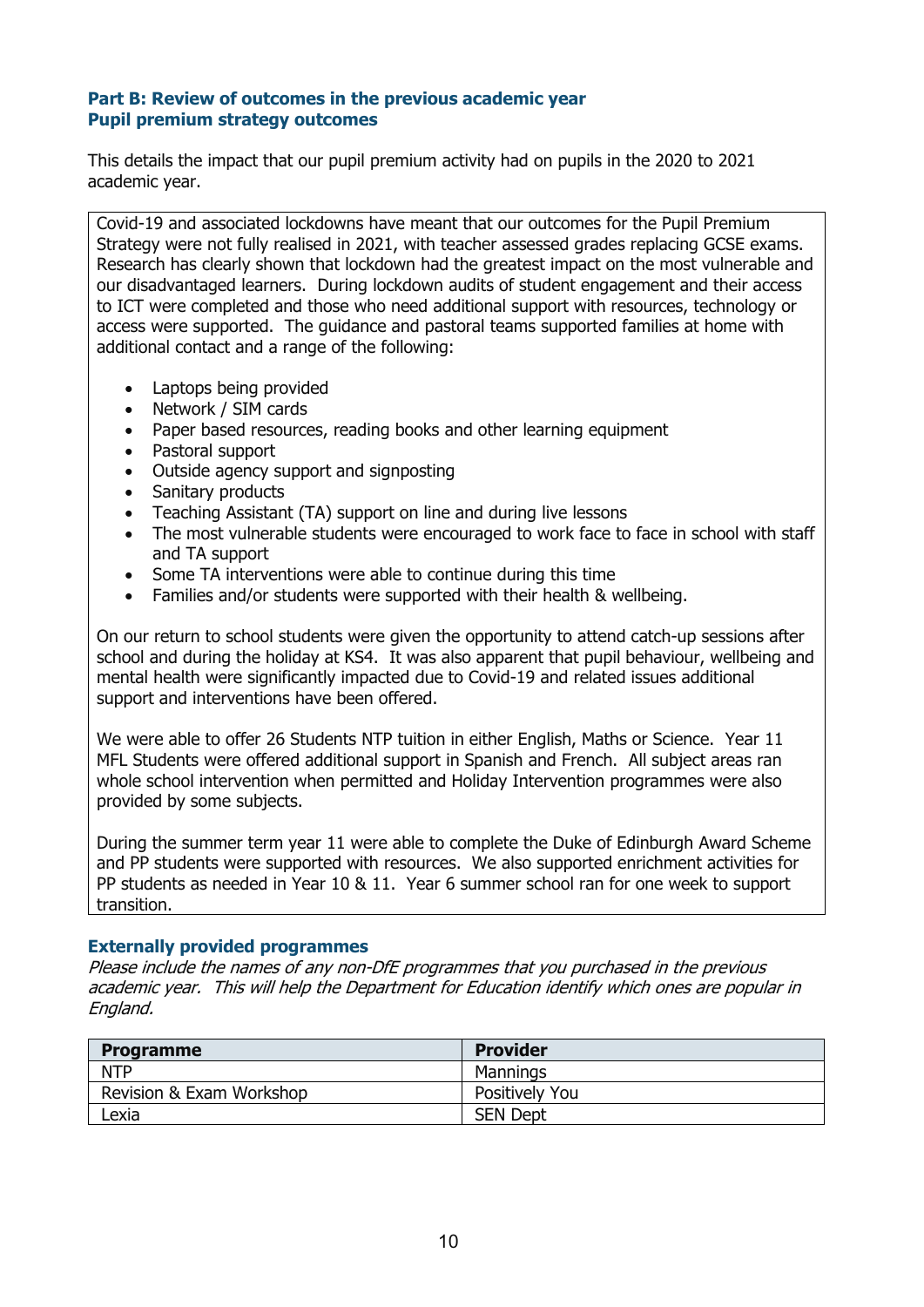## Part B: Review of outcomes in the previous academic year
## Pupil premium strategy outcomes

This details the impact that our pupil premium activity had on pupils in the 2020 to 2021 academic year.

Covid-19 and associated lockdowns have meant that our outcomes for the Pupil Premium Strategy were not fully realised in 2021, with teacher assessed grades replacing GCSE exams. Research has clearly shown that lockdown had the greatest impact on the most vulnerable and our disadvantaged learners. During lockdown audits of student engagement and their access to ICT were completed and those who need additional support with resources, technology or access were supported. The guidance and pastoral teams supported families at home with additional contact and a range of the following:

- Laptops being provided
- Network / SIM cards
- Paper based resources, reading books and other learning equipment
- Pastoral support
- Outside agency support and signposting
- Sanitary products
- Teaching Assistant (TA) support on line and during live lessons
- The most vulnerable students were encouraged to work face to face in school with staff and TA support
- Some TA interventions were able to continue during this time
- Families and/or students were supported with their health & wellbeing.

On our return to school students were given the opportunity to attend catch-up sessions after school and during the holiday at KS4. It was also apparent that pupil behaviour, wellbeing and mental health were significantly impacted due to Covid-19 and related issues additional support and interventions have been offered.

We were able to offer 26 Students NTP tuition in either English, Maths or Science. Year 11 MFL Students were offered additional support in Spanish and French. All subject areas ran whole school intervention when permitted and Holiday Intervention programmes were also provided by some subjects.

During the summer term year 11 were able to complete the Duke of Edinburgh Award Scheme and PP students were supported with resources. We also supported enrichment activities for PP students as needed in Year 10 & 11. Year 6 summer school ran for one week to support transition.

## Externally provided programmes

*Please include the names of any non-DfE programmes that you purchased in the previous academic year. This will help the Department for Education identify which ones are popular in England.*

| Programme | Provider |
|---|---|
| NTP | Mannings |
| Revision & Exam Workshop | Positively You |
| Lexia | SEN Dept |